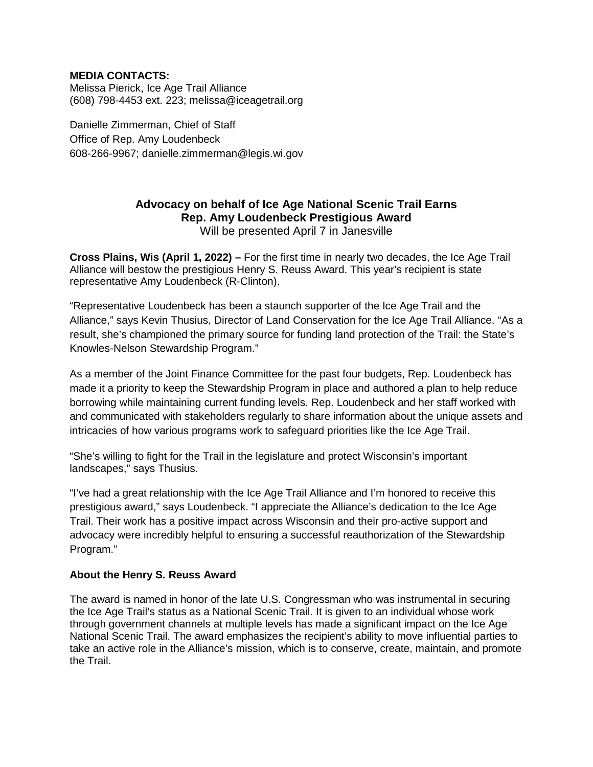**MEDIA CONTACTS:**
Melissa Pierick, Ice Age Trail Alliance
(608) 798-4453 ext. 223; melissa@iceagetrail.org

Danielle Zimmerman, Chief of Staff
Office of Rep. Amy Loudenbeck
608-266-9967; danielle.zimmerman@legis.wi.gov

# Advocacy on behalf of Ice Age National Scenic Trail Earns Rep. Amy Loudenbeck Prestigious Award

Will be presented April 7 in Janesville

**Cross Plains, Wis (April 1, 2022) –** For the first time in nearly two decades, the Ice Age Trail Alliance will bestow the prestigious Henry S. Reuss Award. This year's recipient is state representative Amy Loudenbeck (R-Clinton).

"Representative Loudenbeck has been a staunch supporter of the Ice Age Trail and the Alliance," says Kevin Thusius, Director of Land Conservation for the Ice Age Trail Alliance. "As a result, she's championed the primary source for funding land protection of the Trail: the State's Knowles-Nelson Stewardship Program."

As a member of the Joint Finance Committee for the past four budgets, Rep. Loudenbeck has made it a priority to keep the Stewardship Program in place and authored a plan to help reduce borrowing while maintaining current funding levels. Rep. Loudenbeck and her staff worked with and communicated with stakeholders regularly to share information about the unique assets and intricacies of how various programs work to safeguard priorities like the Ice Age Trail.

"She's willing to fight for the Trail in the legislature and protect Wisconsin's important landscapes," says Thusius.

"I've had a great relationship with the Ice Age Trail Alliance and I'm honored to receive this prestigious award," says Loudenbeck. "I appreciate the Alliance's dedication to the Ice Age Trail. Their work has a positive impact across Wisconsin and their pro-active support and advocacy were incredibly helpful to ensuring a successful reauthorization of the Stewardship Program."

## About the Henry S. Reuss Award

The award is named in honor of the late U.S. Congressman who was instrumental in securing the Ice Age Trail's status as a National Scenic Trail. It is given to an individual whose work through government channels at multiple levels has made a significant impact on the Ice Age National Scenic Trail. The award emphasizes the recipient's ability to move influential parties to take an active role in the Alliance's mission, which is to conserve, create, maintain, and promote the Trail.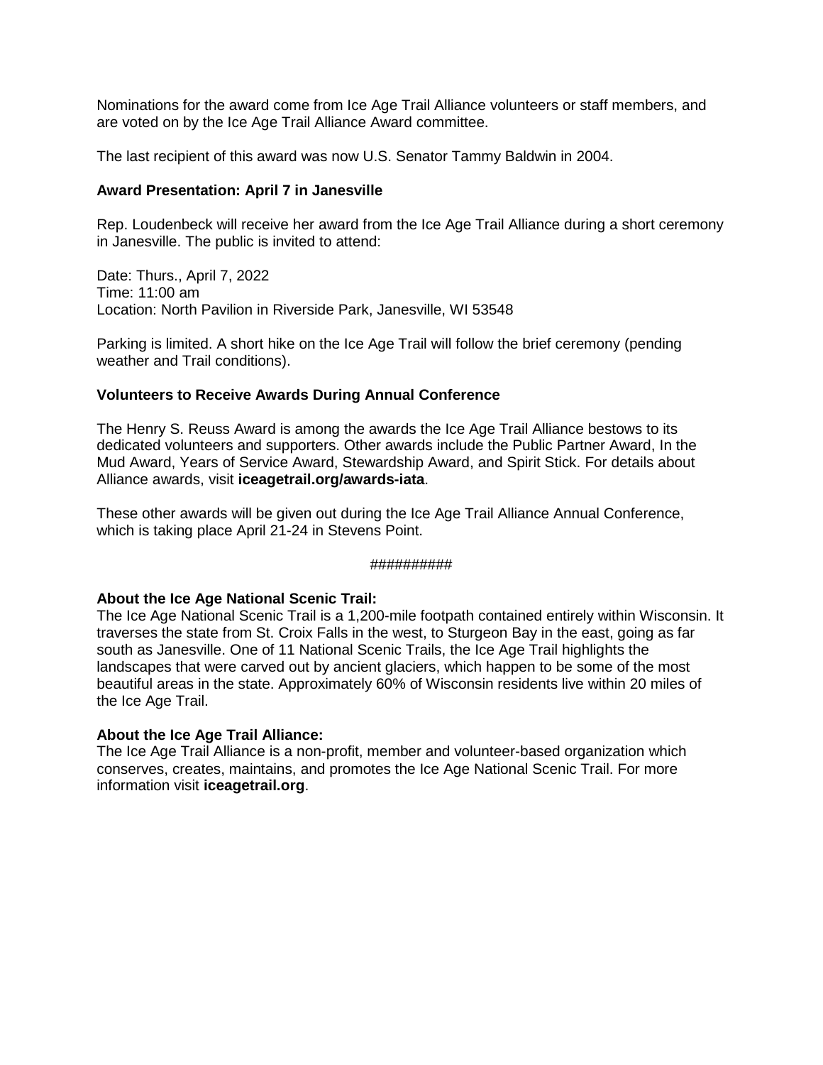Nominations for the award come from Ice Age Trail Alliance volunteers or staff members, and are voted on by the Ice Age Trail Alliance Award committee.

The last recipient of this award was now U.S. Senator Tammy Baldwin in 2004.

**Award Presentation: April 7 in Janesville**

Rep. Loudenbeck will receive her award from the Ice Age Trail Alliance during a short ceremony in Janesville. The public is invited to attend:

Date: Thurs., April 7, 2022
Time: 11:00 am
Location: North Pavilion in Riverside Park, Janesville, WI 53548

Parking is limited. A short hike on the Ice Age Trail will follow the brief ceremony (pending weather and Trail conditions).

**Volunteers to Receive Awards During Annual Conference**

The Henry S. Reuss Award is among the awards the Ice Age Trail Alliance bestows to its dedicated volunteers and supporters. Other awards include the Public Partner Award, In the Mud Award, Years of Service Award, Stewardship Award, and Spirit Stick. For details about Alliance awards, visit **iceagetrail.org/awards-iata**.

These other awards will be given out during the Ice Age Trail Alliance Annual Conference, which is taking place April 21-24 in Stevens Point.

##########

**About the Ice Age National Scenic Trail:**
The Ice Age National Scenic Trail is a 1,200-mile footpath contained entirely within Wisconsin. It traverses the state from St. Croix Falls in the west, to Sturgeon Bay in the east, going as far south as Janesville. One of 11 National Scenic Trails, the Ice Age Trail highlights the landscapes that were carved out by ancient glaciers, which happen to be some of the most beautiful areas in the state. Approximately 60% of Wisconsin residents live within 20 miles of the Ice Age Trail.

**About the Ice Age Trail Alliance:**
The Ice Age Trail Alliance is a non-profit, member and volunteer-based organization which conserves, creates, maintains, and promotes the Ice Age National Scenic Trail. For more information visit **iceagetrail.org**.